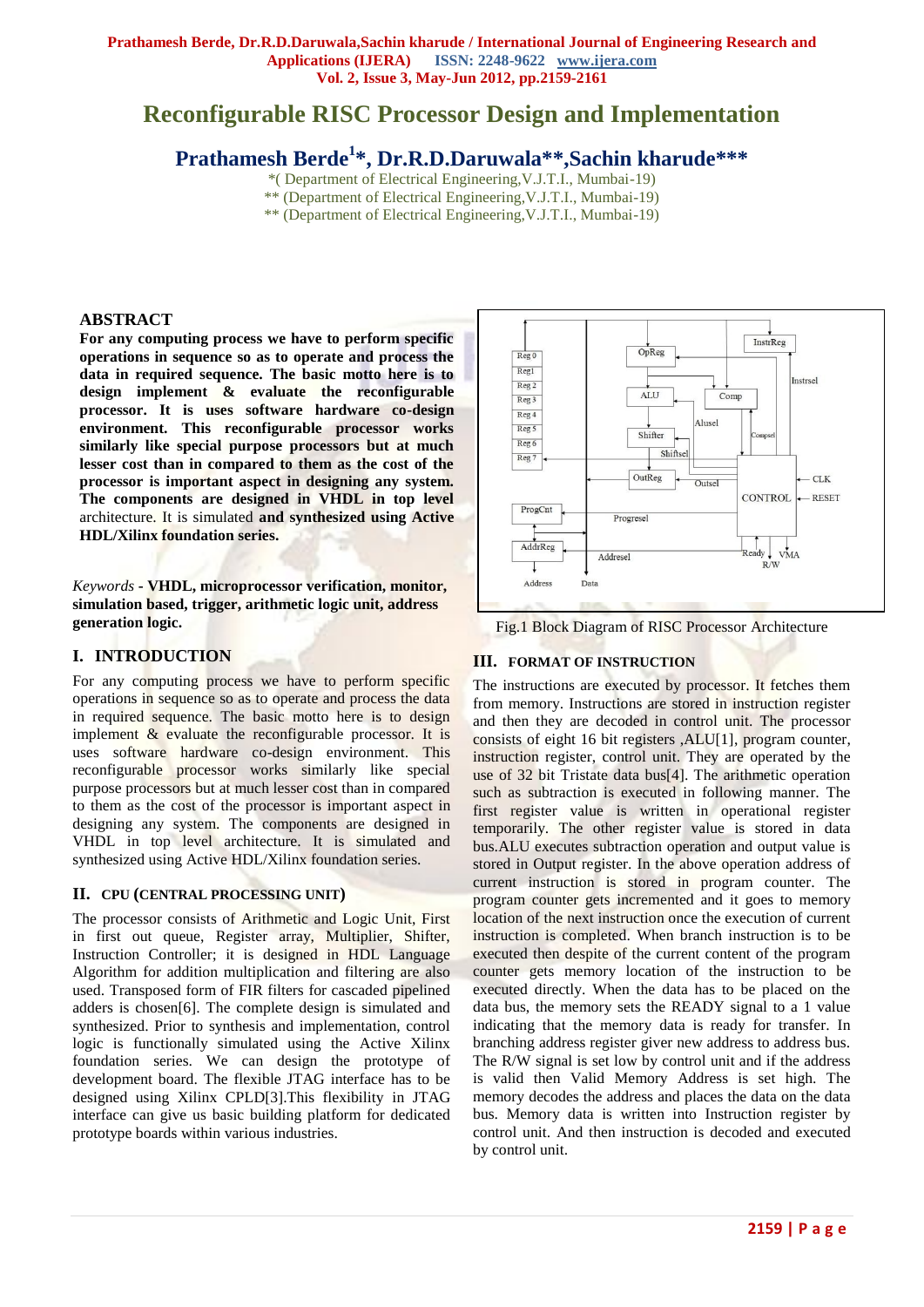# Reconfigurable RISC Processor Design and Implementation

## Prathamesh Berde[1]*, Dr.R.D.Daruwala**,Sachin kharude***

*( Department of Electrical Engineering,V.J.T.I., Mumbai-19)
** (Department of Electrical Engineering,V.J.T.I., Mumbai-19)
** (Department of Electrical Engineering,V.J.T.I., Mumbai-19)

## ABSTRACT

**For any computing process we have to perform specific operations in sequence so as to operate and process the data in required sequence. The basic motto here is to design implement & evaluate the reconfigurable processor. It is uses software hardware co-design environment. This reconfigurable processor works similarly like special purpose processors but at much lesser cost than in compared to them as the cost of the processor is important aspect in designing any system. The components are designed in VHDL in top level** architecture. It is simulated **and synthesized using Active HDL/Xilinx foundation series.**

*Keywords* - **VHDL, microprocessor verification, monitor, simulation based, trigger, arithmetic logic unit, address generation logic.**

## I. INTRODUCTION

For any computing process we have to perform specific operations in sequence so as to operate and process the data in required sequence. The basic motto here is to design implement & evaluate the reconfigurable processor. It is uses software hardware co-design environment. This reconfigurable processor works similarly like special purpose processors but at much lesser cost than in compared to them as the cost of the processor is important aspect in designing any system. The components are designed in VHDL in top level architecture. It is simulated and synthesized using Active HDL/Xilinx foundation series.

## II. CPU (CENTRAL PROCESSING UNIT)

The processor consists of Arithmetic and Logic Unit, First in first out queue, Register array, Multiplier, Shifter, Instruction Controller; it is designed in HDL Language Algorithm for addition multiplication and filtering are also used. Transposed form of FIR filters for cascaded pipelined adders is chosen[6]. The complete design is simulated and synthesized. Prior to synthesis and implementation, control logic is functionally simulated using the Active Xilinx foundation series. We can design the prototype of development board. The flexible JTAG interface has to be designed using Xilinx CPLD[3].This flexibility in JTAG interface can give us basic building platform for dedicated prototype boards within various industries.

Fig.1 Block Diagram of RISC Processor Architecture

## III. FORMAT OF INSTRUCTION

The instructions are executed by processor. It fetches them from memory. Instructions are stored in instruction register and then they are decoded in control unit. The processor consists of eight 16 bit registers ,ALU[1], program counter, instruction register, control unit. They are operated by the use of 32 bit Tristate data bus[4]. The arithmetic operation such as subtraction is executed in following manner. The first register value is written in operational register temporarily. The other register value is stored in data bus.ALU executes subtraction operation and output value is stored in Output register. In the above operation address of current instruction is stored in program counter. The program counter gets incremented and it goes to memory location of the next instruction once the execution of current instruction is completed. When branch instruction is to be executed then despite of the current content of the program counter gets memory location of the instruction to be executed directly. When the data has to be placed on the data bus, the memory sets the READY signal to a 1 value indicating that the memory data is ready for transfer. In branching address register giver new address to address bus. The R/W signal is set low by control unit and if the address is valid then Valid Memory Address is set high. The memory decodes the address and places the data on the data bus. Memory data is written into Instruction register by control unit. And then instruction is decoded and executed by control unit.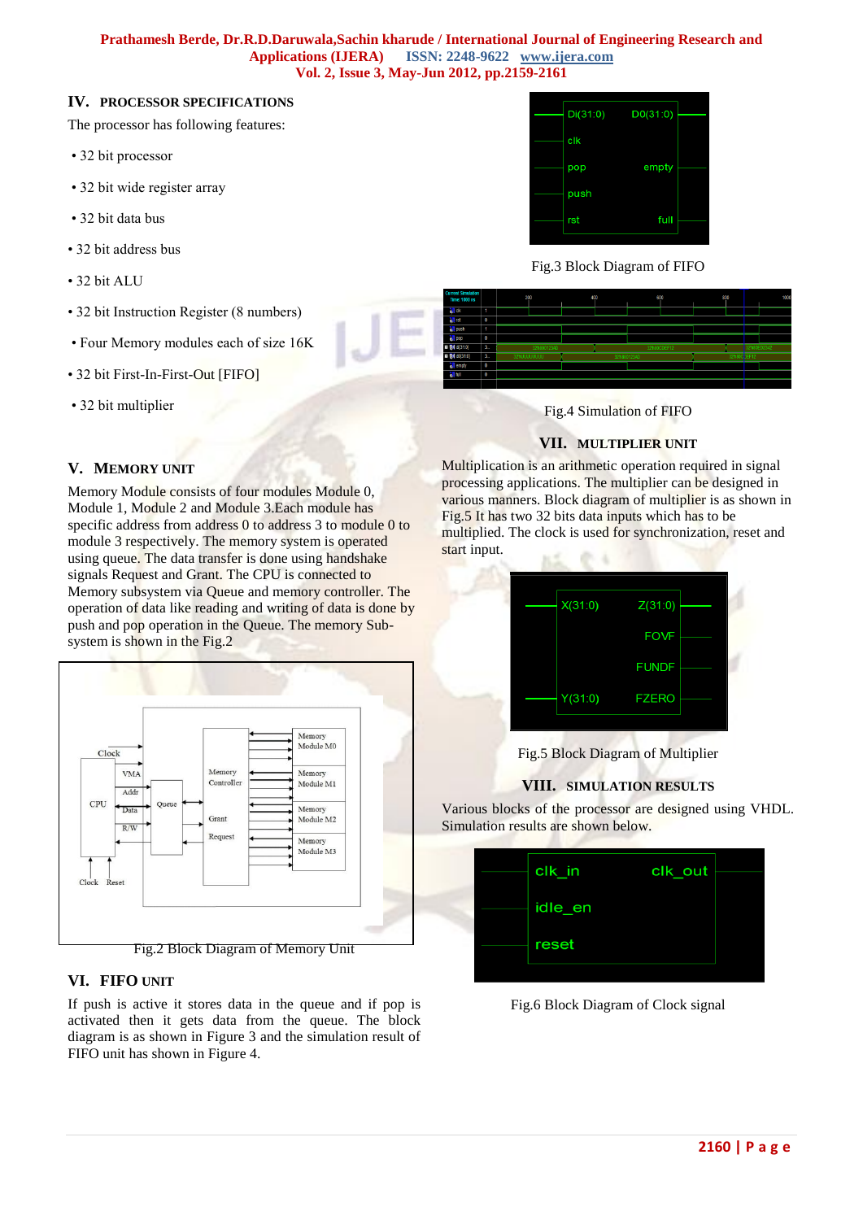## IV. PROCESSOR SPECIFICATIONS

The processor has following features:

- 32 bit processor
- 32 bit wide register array
- 32 bit data bus
- 32 bit address bus
- 32 bit ALU
- 32 bit Instruction Register (8 numbers)
- Four Memory modules each of size 16K
- 32 bit First-In-First-Out [FIFO]
- 32 bit multiplier

## V. MEMORY UNIT

Memory Module consists of four modules Module 0, Module 1, Module 2 and Module 3.Each module has specific address from address 0 to address 3 to module 0 to module 3 respectively. The memory system is operated using queue. The data transfer is done using handshake signals Request and Grant. The CPU is connected to Memory subsystem via Queue and memory controller. The operation of data like reading and writing of data is done by push and pop operation in the Queue. The memory Sub-system is shown in the Fig.2

Fig.2 Block Diagram of Memory Unit

## VI. FIFO UNIT

If push is active it stores data in the queue and if pop is activated then it gets data from the queue. The block diagram is as shown in Figure 3 and the simulation result of FIFO unit has shown in Figure 4.

Fig.3 Block Diagram of FIFO

Fig.4 Simulation of FIFO

## VII. MULTIPLIER UNIT

Multiplication is an arithmetic operation required in signal processing applications. The multiplier can be designed in various manners. Block diagram of multiplier is as shown in Fig.5 It has two 32 bits data inputs which has to be multiplied. The clock is used for synchronization, reset and start input.

Fig.5 Block Diagram of Multiplier

## VIII. SIMULATION RESULTS

Various blocks of the processor are designed using VHDL. Simulation results are shown below.

Fig.6 Block Diagram of Clock signal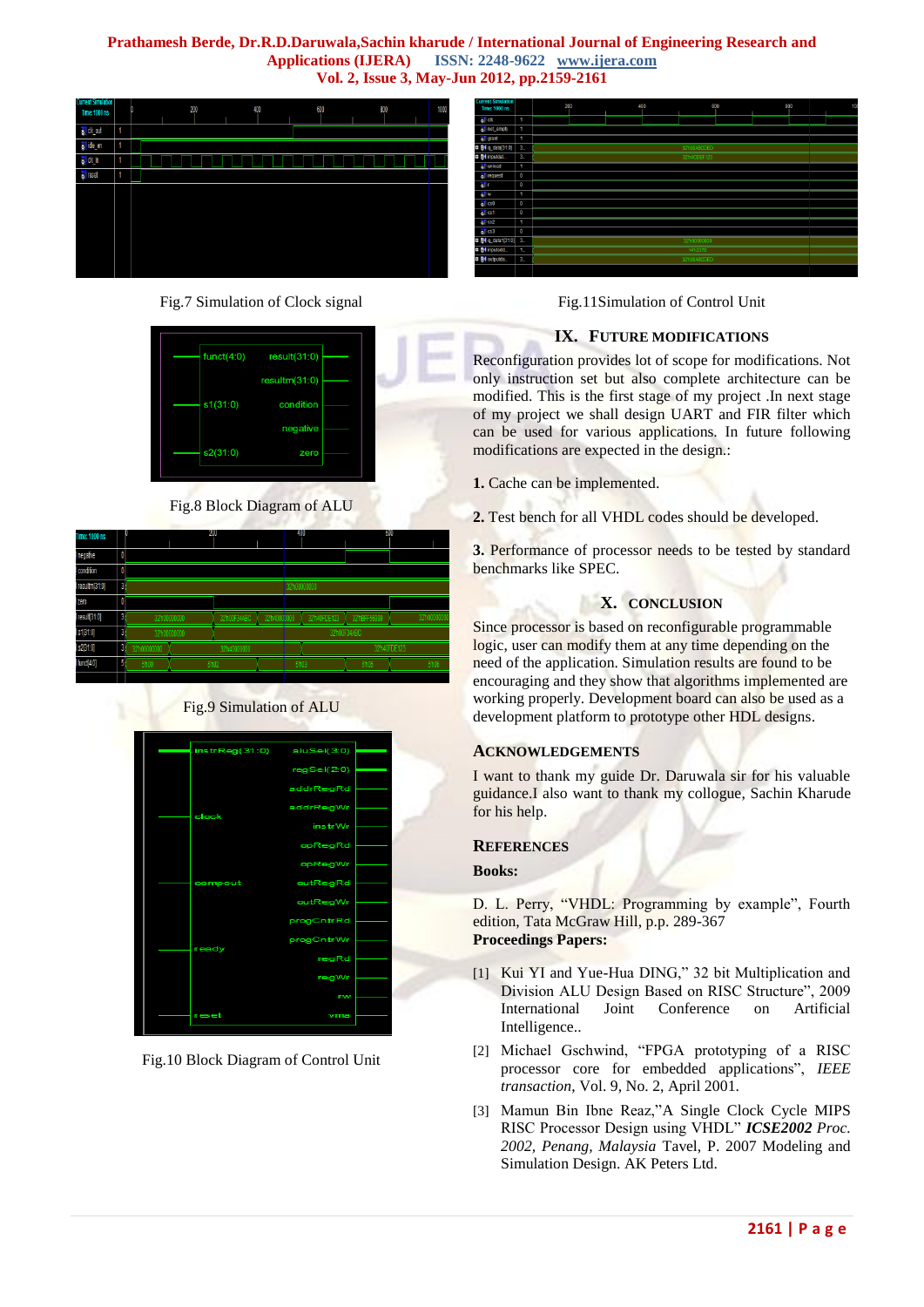Fig.7 Simulation of Clock signal

Fig.8 Block Diagram of ALU

Fig.9 Simulation of ALU

Fig.10 Block Diagram of Control Unit

Fig.11Simulation of Control Unit

## IX. FUTURE MODIFICATIONS

Reconfiguration provides lot of scope for modifications. Not only instruction set but also complete architecture can be modified. This is the first stage of my project .In next stage of my project we shall design UART and FIR filter which can be used for various applications. In future following modifications are expected in the design.:

**1.** Cache can be implemented.

**2.** Test bench for all VHDL codes should be developed.

**3.** Performance of processor needs to be tested by standard benchmarks like SPEC.

## X. CONCLUSION

Since processor is based on reconfigurable programmable logic, user can modify them at any time depending on the need of the application. Simulation results are found to be encouraging and they show that algorithms implemented are working properly. Development board can also be used as a development platform to prototype other HDL designs.

## ACKNOWLEDGEMENTS

I want to thank my guide Dr. Daruwala sir for his valuable guidance.I also want to thank my collogue, Sachin Kharude for his help.

## REFERENCES

**Books:**

D. L. Perry, "VHDL: Programming by example", Fourth edition, Tata McGraw Hill, p.p. 289-367

**Proceedings Papers:**

[1] Kui YI and Yue-Hua DING," 32 bit Multiplication and Division ALU Design Based on RISC Structure", 2009 International Joint Conference on Artificial Intelligence..

[2] Michael Gschwind, "FPGA prototyping of a RISC processor core for embedded applications", *IEEE transaction,* Vol. 9, No. 2, April 2001.

[3] Mamun Bin Ibne Reaz,"A Single Clock Cycle MIPS RISC Processor Design using VHDL" ***ICSE2002*** *Proc. 2002, Penang, Malaysia* Tavel, P. 2007 Modeling and Simulation Design. AK Peters Ltd.